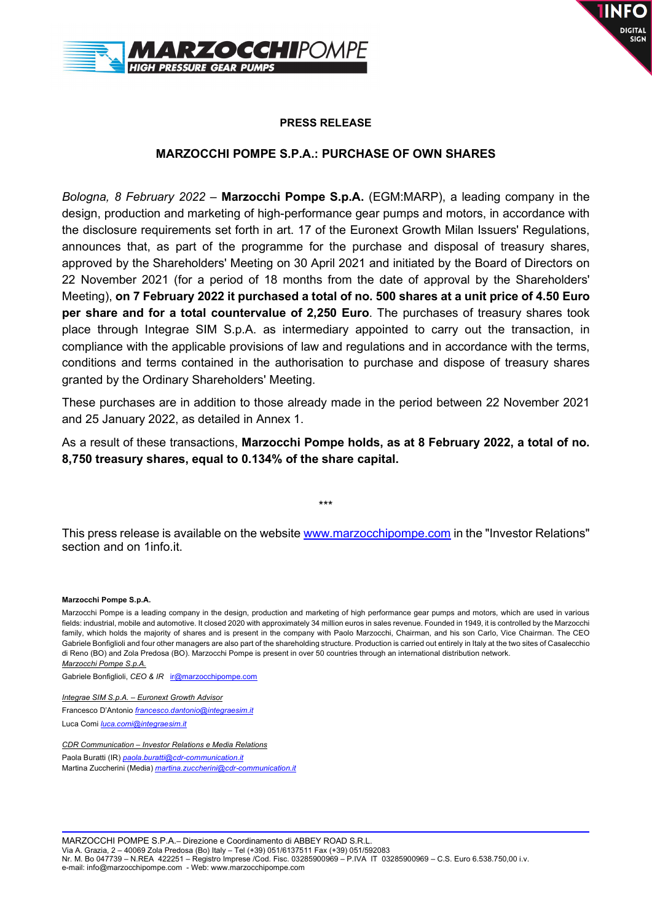**PRESS RELEASE**

# MARZOCCHI POMPE S.P.A.: PURCHASE OF OWN SHARES

*Bologna, 8 February 2022* – **Marzocchi Pompe S.p.A.** (EGM:MARP), a leading company in the design, production and marketing of high-performance gear pumps and motors, in accordance with the disclosure requirements set forth in art. 17 of the Euronext Growth Milan Issuers' Regulations, announces that, as part of the programme for the purchase and disposal of treasury shares, approved by the Shareholders' Meeting on 30 April 2021 and initiated by the Board of Directors on 22 November 2021 (for a period of 18 months from the date of approval by the Shareholders' Meeting), **on 7 February 2022 it purchased a total of no. 500 shares at a unit price of 4.50 Euro per share and for a total countervalue of 2,250 Euro**. The purchases of treasury shares took place through Integrae SIM S.p.A. as intermediary appointed to carry out the transaction, in compliance with the applicable provisions of law and regulations and in accordance with the terms, conditions and terms contained in the authorisation to purchase and dispose of treasury shares granted by the Ordinary Shareholders' Meeting.

These purchases are in addition to those already made in the period between 22 November 2021 and 25 January 2022, as detailed in Annex 1.

As a result of these transactions, **Marzocchi Pompe holds, as at 8 February 2022, a total of no. 8,750 treasury shares, equal to 0.134% of the share capital.**

***

This press release is available on the website www.marzocchipompe.com in the "Investor Relations" section and on 1info.it.

**Marzocchi Pompe S.p.A.**

Marzocchi Pompe is a leading company in the design, production and marketing of high performance gear pumps and motors, which are used in various fields: industrial, mobile and automotive. It closed 2020 with approximately 34 million euros in sales revenue. Founded in 1949, it is controlled by the Marzocchi family, which holds the majority of shares and is present in the company with Paolo Marzocchi, Chairman, and his son Carlo, Vice Chairman. The CEO Gabriele Bonfiglioli and four other managers are also part of the shareholding structure. Production is carried out entirely in Italy at the two sites of Casalecchio di Reno (BO) and Zola Predosa (BO). Marzocchi Pompe is present in over 50 countries through an international distribution network.

*Marzocchi Pompe S.p.A.*

Gabriele Bonfiglioli, *CEO & IR* ir@marzocchipompe.com

*Integrae SIM S.p.A. – Euronext Growth Advisor*

Francesco D'Antonio *francesco.dantonio@integraesim.it*

Luca Comi *luca.comi@integraesim.it*

*CDR Communication – Investor Relations e Media Relations*

Paola Buratti (IR) *paola.buratti@cdr-communication.it*

Martina Zuccherini (Media) *martina.zuccherini@cdr-communication.it*

MARZOCCHI POMPE S.P.A.– Direzione e Coordinamento di ABBEY ROAD S.R.L.
Via A. Grazia, 2 – 40069 Zola Predosa (Bo) Italy – Tel (+39) 051/6137511 Fax (+39) 051/592083
Nr. M. Bo 047739 – N.REA 422251 – Registro Imprese /Cod. Fisc. 03285900969 – P.IVA IT 03285900969 – C.S. Euro 6.538.750,00 i.v.
e-mail: info@marzocchipompe.com - Web: www.marzocchipompe.com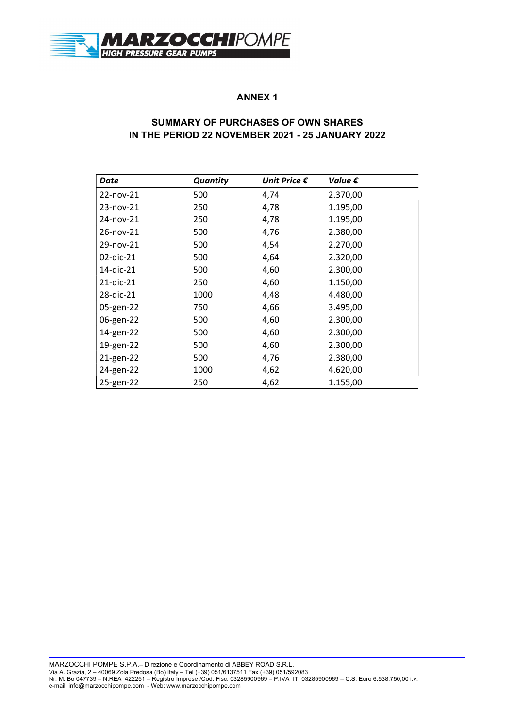## ANNEX 1

### SUMMARY OF PURCHASES OF OWN SHARES IN THE PERIOD 22 NOVEMBER 2021 - 25 JANUARY 2022

| *Date* | *Quantity* | *Unit Price €* | *Value €* |
|---|---|---|---|
| 22-nov-21 | 500 | 4,74 | 2.370,00 |
| 23-nov-21 | 250 | 4,78 | 1.195,00 |
| 24-nov-21 | 250 | 4,78 | 1.195,00 |
| 26-nov-21 | 500 | 4,76 | 2.380,00 |
| 29-nov-21 | 500 | 4,54 | 2.270,00 |
| 02-dic-21 | 500 | 4,64 | 2.320,00 |
| 14-dic-21 | 500 | 4,60 | 2.300,00 |
| 21-dic-21 | 250 | 4,60 | 1.150,00 |
| 28-dic-21 | 1000 | 4,48 | 4.480,00 |
| 05-gen-22 | 750 | 4,66 | 3.495,00 |
| 06-gen-22 | 500 | 4,60 | 2.300,00 |
| 14-gen-22 | 500 | 4,60 | 2.300,00 |
| 19-gen-22 | 500 | 4,60 | 2.300,00 |
| 21-gen-22 | 500 | 4,76 | 2.380,00 |
| 24-gen-22 | 1000 | 4,62 | 4.620,00 |
| 25-gen-22 | 250 | 4,62 | 1.155,00 |